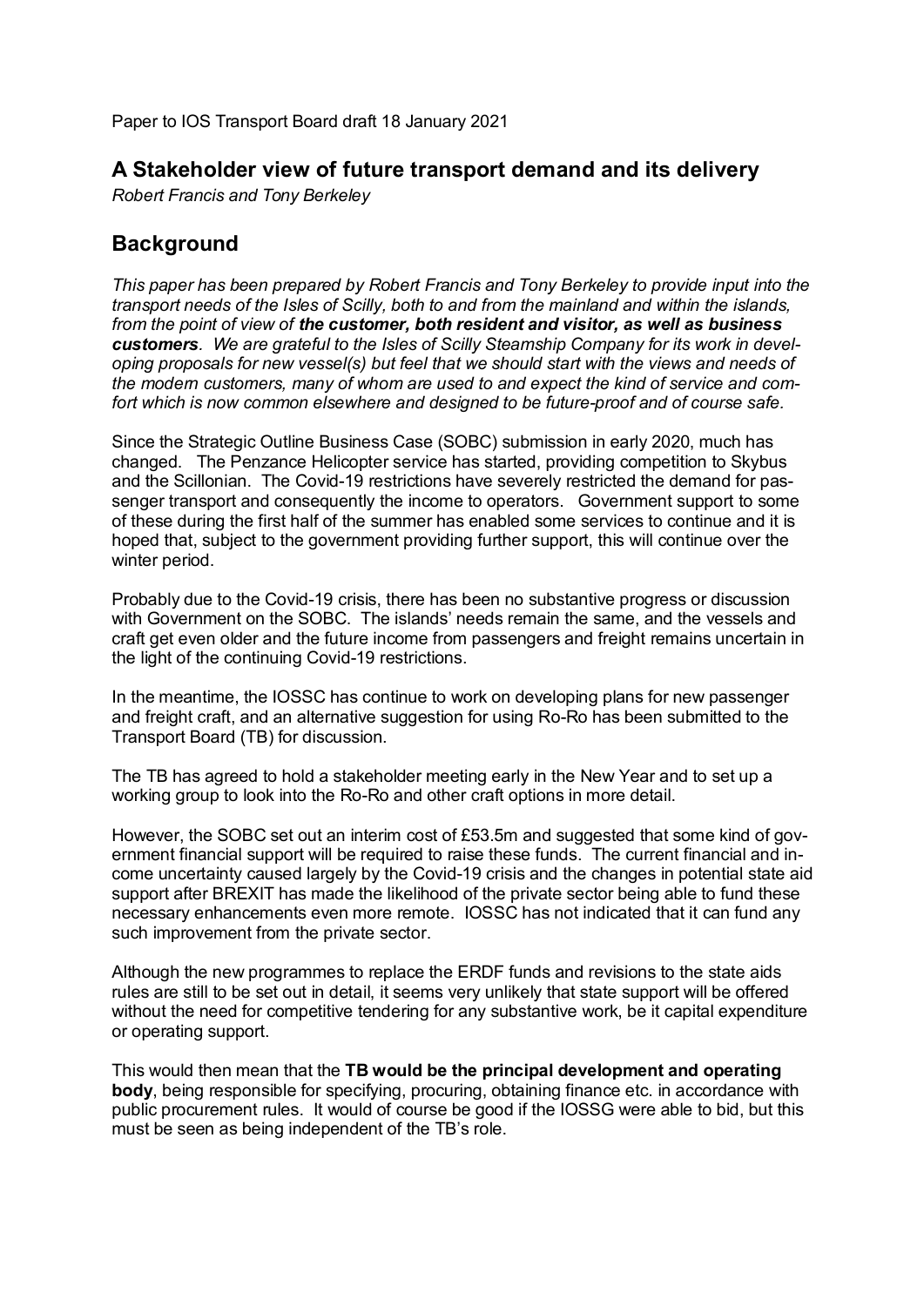Paper to IOS Transport Board draft 18 January 2021

## A Stakeholder view of future transport demand and its delivery

*Robert Francis and Tony Berkeley*

## Background

*This paper has been prepared by Robert Francis and Tony Berkeley to provide input into the transport needs of the Isles of Scilly, both to and from the mainland and within the islands, from the point of view of **the customer, both resident and visitor, as well as business customers**. We are grateful to the Isles of Scilly Steamship Company for its work in developing proposals for new vessel(s) but feel that we should start with the views and needs of the modern customers, many of whom are used to and expect the kind of service and comfort which is now common elsewhere and designed to be future-proof and of course safe.*

Since the Strategic Outline Business Case (SOBC) submission in early 2020, much has changed. The Penzance Helicopter service has started, providing competition to Skybus and the Scillonian. The Covid-19 restrictions have severely restricted the demand for passenger transport and consequently the income to operators. Government support to some of these during the first half of the summer has enabled some services to continue and it is hoped that, subject to the government providing further support, this will continue over the winter period.

Probably due to the Covid-19 crisis, there has been no substantive progress or discussion with Government on the SOBC. The islands' needs remain the same, and the vessels and craft get even older and the future income from passengers and freight remains uncertain in the light of the continuing Covid-19 restrictions.

In the meantime, the IOSSC has continue to work on developing plans for new passenger and freight craft, and an alternative suggestion for using Ro-Ro has been submitted to the Transport Board (TB) for discussion.

The TB has agreed to hold a stakeholder meeting early in the New Year and to set up a working group to look into the Ro-Ro and other craft options in more detail.

However, the SOBC set out an interim cost of £53.5m and suggested that some kind of government financial support will be required to raise these funds. The current financial and income uncertainty caused largely by the Covid-19 crisis and the changes in potential state aid support after BREXIT has made the likelihood of the private sector being able to fund these necessary enhancements even more remote. IOSSC has not indicated that it can fund any such improvement from the private sector.

Although the new programmes to replace the ERDF funds and revisions to the state aids rules are still to be set out in detail, it seems very unlikely that state support will be offered without the need for competitive tendering for any substantive work, be it capital expenditure or operating support.

This would then mean that the **TB would be the principal development and operating body**, being responsible for specifying, procuring, obtaining finance etc. in accordance with public procurement rules. It would of course be good if the IOSSG were able to bid, but this must be seen as being independent of the TB's role.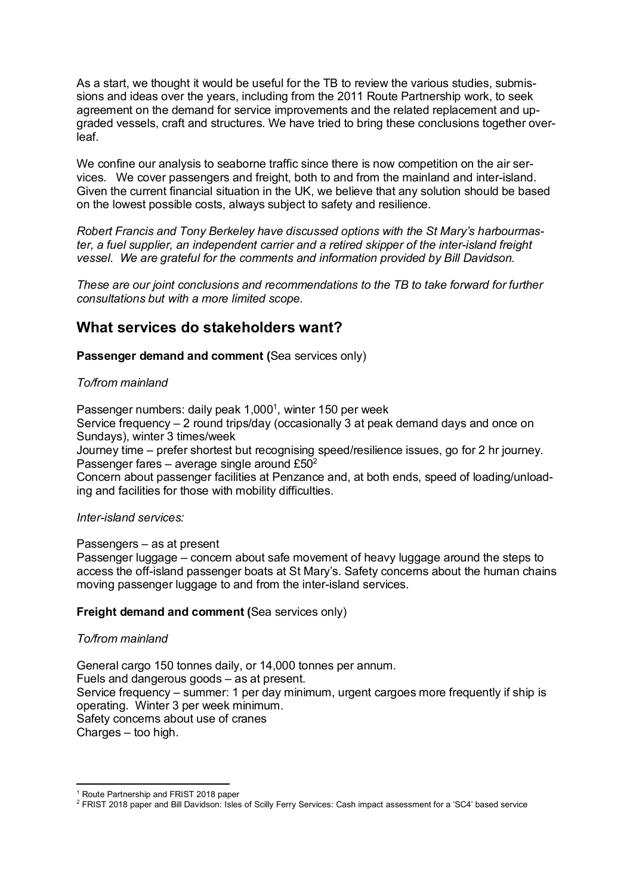As a start, we thought it would be useful for the TB to review the various studies, submissions and ideas over the years, including from the 2011 Route Partnership work, to seek agreement on the demand for service improvements and the related replacement and upgraded vessels, craft and structures. We have tried to bring these conclusions together overleaf.

We confine our analysis to seaborne traffic since there is now competition on the air services. We cover passengers and freight, both to and from the mainland and inter-island. Given the current financial situation in the UK, we believe that any solution should be based on the lowest possible costs, always subject to safety and resilience.

*Robert Francis and Tony Berkeley have discussed options with the St Mary's harbourmaster, a fuel supplier, an independent carrier and a retired skipper of the inter-island freight vessel. We are grateful for the comments and information provided by Bill Davidson.*

*These are our joint conclusions and recommendations to the TB to take forward for further consultations but with a more limited scope.*

## What services do stakeholders want?

**Passenger demand and comment (**Sea services only)

*To/from mainland*

Passenger numbers: daily peak 1,000[1], winter 150 per week
Service frequency – 2 round trips/day (occasionally 3 at peak demand days and once on Sundays), winter 3 times/week
Journey time – prefer shortest but recognising speed/resilience issues, go for 2 hr journey.
Passenger fares – average single around £50[2]
Concern about passenger facilities at Penzance and, at both ends, speed of loading/unloading and facilities for those with mobility difficulties.

*Inter-island services:*

Passengers – as at present
Passenger luggage – concern about safe movement of heavy luggage around the steps to access the off-island passenger boats at St Mary's. Safety concerns about the human chains moving passenger luggage to and from the inter-island services.

**Freight demand and comment (**Sea services only)

*To/from mainland*

General cargo 150 tonnes daily, or 14,000 tonnes per annum.
Fuels and dangerous goods – as at present.
Service frequency – summer: 1 per day minimum, urgent cargoes more frequently if ship is operating. Winter 3 per week minimum.
Safety concerns about use of cranes
Charges – too high.

[1] Route Partnership and FRIST 2018 paper
[2] FRIST 2018 paper and Bill Davidson: Isles of Scilly Ferry Services: Cash impact assessment for a 'SC4' based service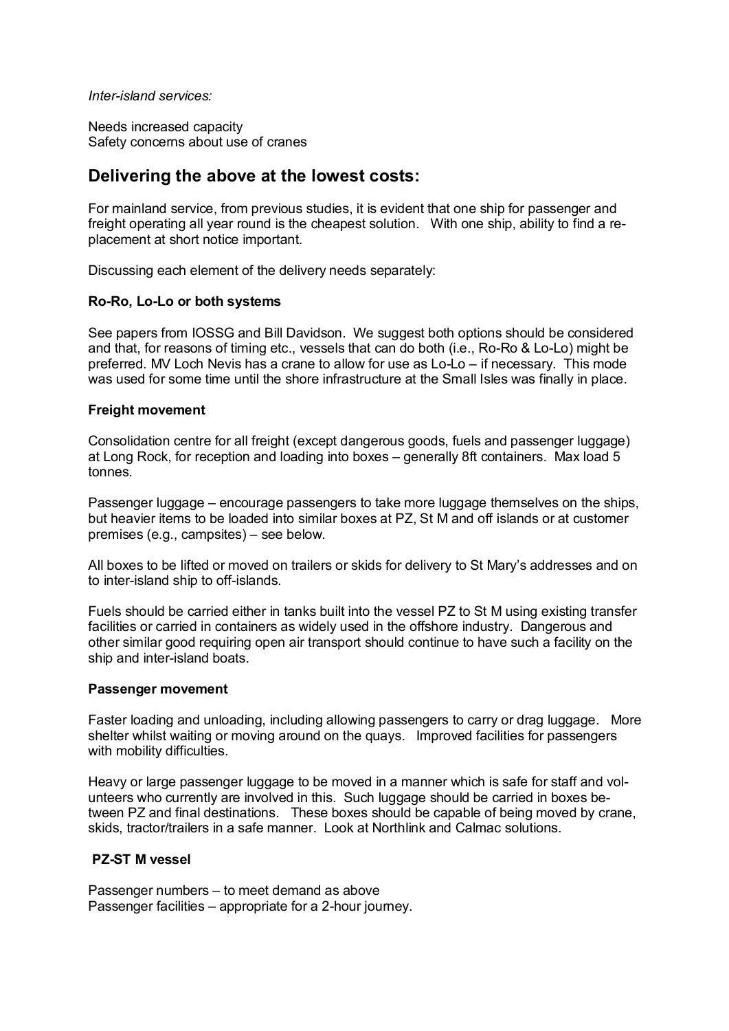*Inter-island services:*

Needs increased capacity
Safety concerns about use of cranes

## Delivering the above at the lowest costs:

For mainland service, from previous studies, it is evident that one ship for passenger and freight operating all year round is the cheapest solution. With one ship, ability to find a replacement at short notice important.

Discussing each element of the delivery needs separately:

**Ro-Ro, Lo-Lo or both systems**

See papers from IOSSG and Bill Davidson. We suggest both options should be considered and that, for reasons of timing etc., vessels that can do both (i.e., Ro-Ro & Lo-Lo) might be preferred. MV Loch Nevis has a crane to allow for use as Lo-Lo – if necessary. This mode was used for some time until the shore infrastructure at the Small Isles was finally in place.

**Freight movement**

Consolidation centre for all freight (except dangerous goods, fuels and passenger luggage) at Long Rock, for reception and loading into boxes – generally 8ft containers. Max load 5 tonnes.

Passenger luggage – encourage passengers to take more luggage themselves on the ships, but heavier items to be loaded into similar boxes at PZ, St M and off islands or at customer premises (e.g., campsites) – see below.

All boxes to be lifted or moved on trailers or skids for delivery to St Mary's addresses and on to inter-island ship to off-islands.

Fuels should be carried either in tanks built into the vessel PZ to St M using existing transfer facilities or carried in containers as widely used in the offshore industry. Dangerous and other similar good requiring open air transport should continue to have such a facility on the ship and inter-island boats.

**Passenger movement**

Faster loading and unloading, including allowing passengers to carry or drag luggage. More shelter whilst waiting or moving around on the quays. Improved facilities for passengers with mobility difficulties.

Heavy or large passenger luggage to be moved in a manner which is safe for staff and volunteers who currently are involved in this. Such luggage should be carried in boxes between PZ and final destinations. These boxes should be capable of being moved by crane, skids, tractor/trailers in a safe manner. Look at Northlink and Calmac solutions.

**PZ-ST M vessel**

Passenger numbers – to meet demand as above
Passenger facilities – appropriate for a 2-hour journey.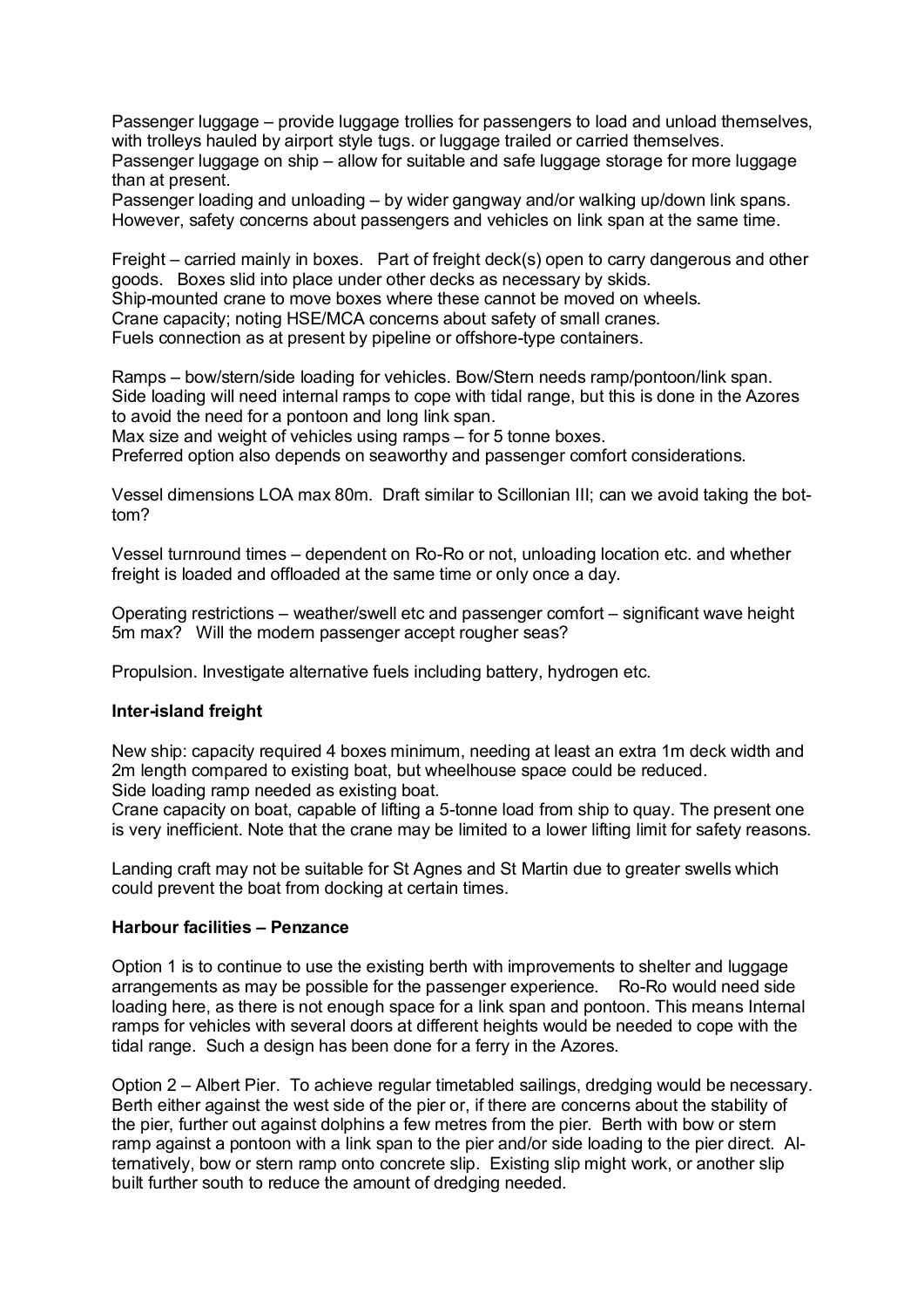Passenger luggage – provide luggage trollies for passengers to load and unload themselves, with trolleys hauled by airport style tugs. or luggage trailed or carried themselves.
Passenger luggage on ship – allow for suitable and safe luggage storage for more luggage than at present.
Passenger loading and unloading – by wider gangway and/or walking up/down link spans. However, safety concerns about passengers and vehicles on link span at the same time.

Freight – carried mainly in boxes. Part of freight deck(s) open to carry dangerous and other goods. Boxes slid into place under other decks as necessary by skids.
Ship-mounted crane to move boxes where these cannot be moved on wheels.
Crane capacity; noting HSE/MCA concerns about safety of small cranes.
Fuels connection as at present by pipeline or offshore-type containers.

Ramps – bow/stern/side loading for vehicles. Bow/Stern needs ramp/pontoon/link span. Side loading will need internal ramps to cope with tidal range, but this is done in the Azores to avoid the need for a pontoon and long link span.
Max size and weight of vehicles using ramps – for 5 tonne boxes.
Preferred option also depends on seaworthy and passenger comfort considerations.

Vessel dimensions LOA max 80m. Draft similar to Scillonian III; can we avoid taking the bottom?

Vessel turnround times – dependent on Ro-Ro or not, unloading location etc. and whether freight is loaded and offloaded at the same time or only once a day.

Operating restrictions – weather/swell etc and passenger comfort – significant wave height 5m max? Will the modern passenger accept rougher seas?

Propulsion. Investigate alternative fuels including battery, hydrogen etc.

**Inter-island freight**

New ship: capacity required 4 boxes minimum, needing at least an extra 1m deck width and 2m length compared to existing boat, but wheelhouse space could be reduced.
Side loading ramp needed as existing boat.
Crane capacity on boat, capable of lifting a 5-tonne load from ship to quay. The present one is very inefficient. Note that the crane may be limited to a lower lifting limit for safety reasons.

Landing craft may not be suitable for St Agnes and St Martin due to greater swells which could prevent the boat from docking at certain times.

**Harbour facilities – Penzance**

Option 1 is to continue to use the existing berth with improvements to shelter and luggage arrangements as may be possible for the passenger experience. Ro-Ro would need side loading here, as there is not enough space for a link span and pontoon. This means Internal ramps for vehicles with several doors at different heights would be needed to cope with the tidal range. Such a design has been done for a ferry in the Azores.

Option 2 – Albert Pier. To achieve regular timetabled sailings, dredging would be necessary. Berth either against the west side of the pier or, if there are concerns about the stability of the pier, further out against dolphins a few metres from the pier. Berth with bow or stern ramp against a pontoon with a link span to the pier and/or side loading to the pier direct. Alternatively, bow or stern ramp onto concrete slip. Existing slip might work, or another slip built further south to reduce the amount of dredging needed.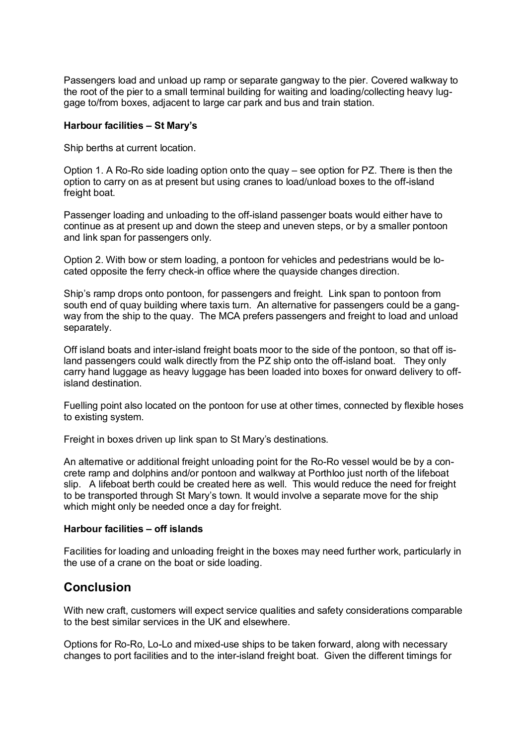Passengers load and unload up ramp or separate gangway to the pier. Covered walkway to the root of the pier to a small terminal building for waiting and loading/collecting heavy luggage to/from boxes, adjacent to large car park and bus and train station.

**Harbour facilities – St Mary's**

Ship berths at current location.

Option 1. A Ro-Ro side loading option onto the quay – see option for PZ. There is then the option to carry on as at present but using cranes to load/unload boxes to the off-island freight boat.

Passenger loading and unloading to the off-island passenger boats would either have to continue as at present up and down the steep and uneven steps, or by a smaller pontoon and link span for passengers only.

Option 2. With bow or stern loading, a pontoon for vehicles and pedestrians would be located opposite the ferry check-in office where the quayside changes direction.

Ship's ramp drops onto pontoon, for passengers and freight. Link span to pontoon from south end of quay building where taxis turn. An alternative for passengers could be a gangway from the ship to the quay. The MCA prefers passengers and freight to load and unload separately.

Off island boats and inter-island freight boats moor to the side of the pontoon, so that off island passengers could walk directly from the PZ ship onto the off-island boat. They only carry hand luggage as heavy luggage has been loaded into boxes for onward delivery to off-island destination.

Fuelling point also located on the pontoon for use at other times, connected by flexible hoses to existing system.

Freight in boxes driven up link span to St Mary's destinations.

An alternative or additional freight unloading point for the Ro-Ro vessel would be by a concrete ramp and dolphins and/or pontoon and walkway at Porthloo just north of the lifeboat slip. A lifeboat berth could be created here as well. This would reduce the need for freight to be transported through St Mary's town. It would involve a separate move for the ship which might only be needed once a day for freight.

**Harbour facilities – off islands**

Facilities for loading and unloading freight in the boxes may need further work, particularly in the use of a crane on the boat or side loading.

## Conclusion

With new craft, customers will expect service qualities and safety considerations comparable to the best similar services in the UK and elsewhere.

Options for Ro-Ro, Lo-Lo and mixed-use ships to be taken forward, along with necessary changes to port facilities and to the inter-island freight boat. Given the different timings for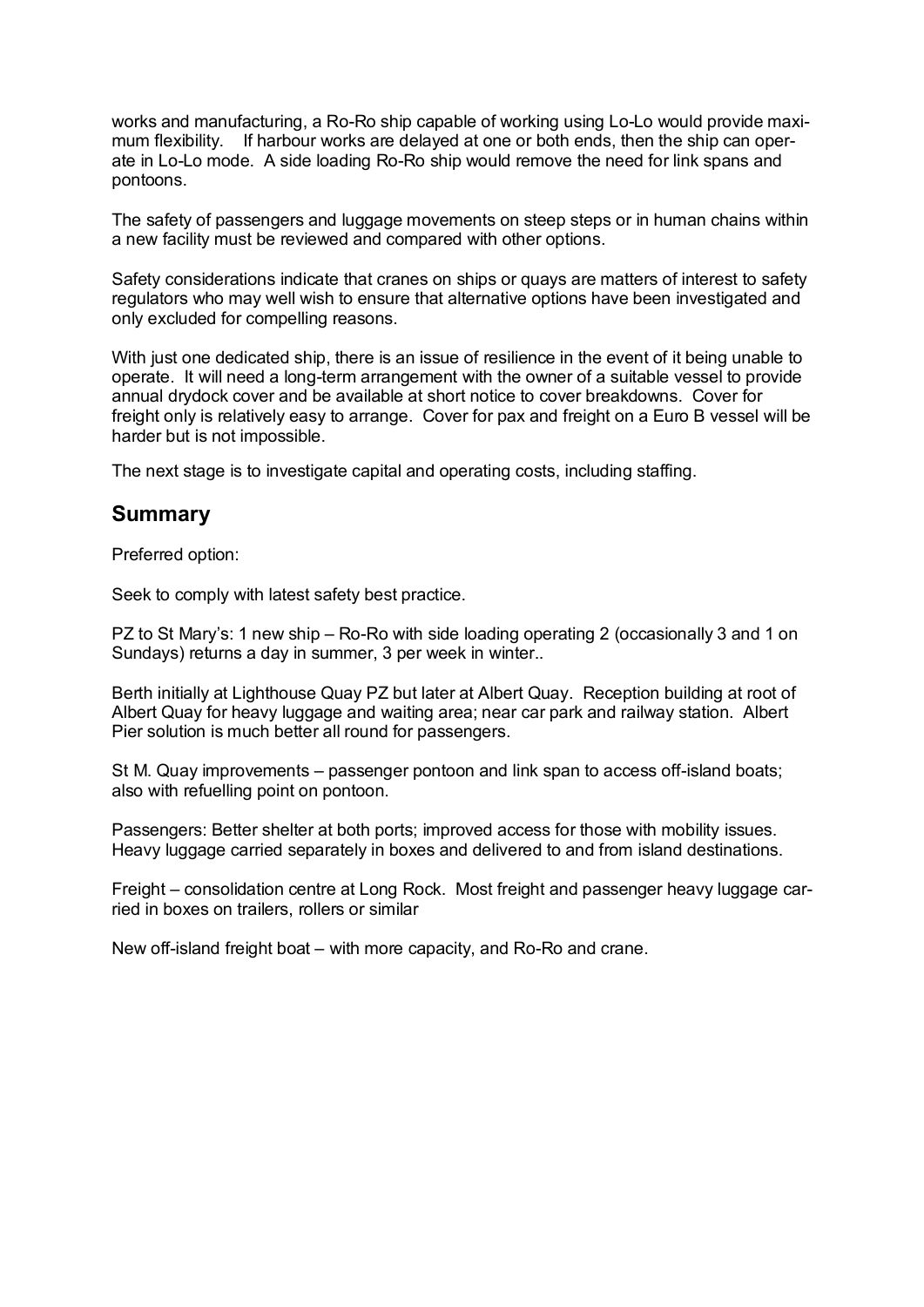works and manufacturing, a Ro-Ro ship capable of working using Lo-Lo would provide maximum flexibility. If harbour works are delayed at one or both ends, then the ship can operate in Lo-Lo mode. A side loading Ro-Ro ship would remove the need for link spans and pontoons.

The safety of passengers and luggage movements on steep steps or in human chains within a new facility must be reviewed and compared with other options.

Safety considerations indicate that cranes on ships or quays are matters of interest to safety regulators who may well wish to ensure that alternative options have been investigated and only excluded for compelling reasons.

With just one dedicated ship, there is an issue of resilience in the event of it being unable to operate. It will need a long-term arrangement with the owner of a suitable vessel to provide annual drydock cover and be available at short notice to cover breakdowns. Cover for freight only is relatively easy to arrange. Cover for pax and freight on a Euro B vessel will be harder but is not impossible.

The next stage is to investigate capital and operating costs, including staffing.

## Summary

Preferred option:

Seek to comply with latest safety best practice.

PZ to St Mary's: 1 new ship – Ro-Ro with side loading operating 2 (occasionally 3 and 1 on Sundays) returns a day in summer, 3 per week in winter..

Berth initially at Lighthouse Quay PZ but later at Albert Quay. Reception building at root of Albert Quay for heavy luggage and waiting area; near car park and railway station. Albert Pier solution is much better all round for passengers.

St M. Quay improvements – passenger pontoon and link span to access off-island boats; also with refuelling point on pontoon.

Passengers: Better shelter at both ports; improved access for those with mobility issues. Heavy luggage carried separately in boxes and delivered to and from island destinations.

Freight – consolidation centre at Long Rock. Most freight and passenger heavy luggage carried in boxes on trailers, rollers or similar

New off-island freight boat – with more capacity, and Ro-Ro and crane.